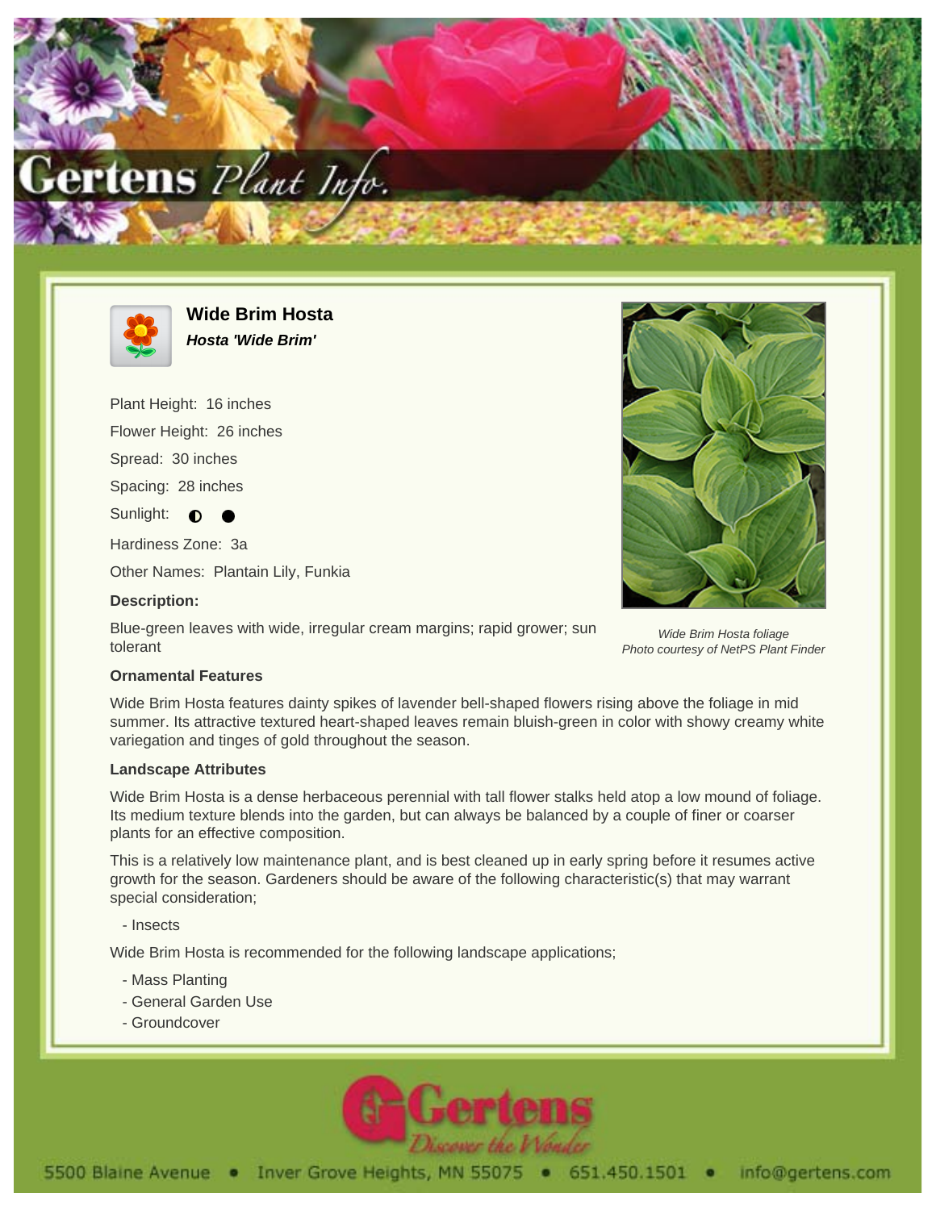# Wide Brim Hosta

***Hosta 'Wide Brim'***

Plant Height: 16 inches

Flower Height: 26 inches

Spread: 30 inches

Spacing: 28 inches

Sunlight: ◐ ●

Hardiness Zone: 3a

Other Names: Plantain Lily, Funkia

**Description:**

Blue-green leaves with wide, irregular cream margins; rapid grower; sun tolerant

*Wide Brim Hosta foliage*
*Photo courtesy of NetPS Plant Finder*

### Ornamental Features

Wide Brim Hosta features dainty spikes of lavender bell-shaped flowers rising above the foliage in mid summer. Its attractive textured heart-shaped leaves remain bluish-green in color with showy creamy white variegation and tinges of gold throughout the season.

### Landscape Attributes

Wide Brim Hosta is a dense herbaceous perennial with tall flower stalks held atop a low mound of foliage. Its medium texture blends into the garden, but can always be balanced by a couple of finer or coarser plants for an effective composition.

This is a relatively low maintenance plant, and is best cleaned up in early spring before it resumes active growth for the season. Gardeners should be aware of the following characteristic(s) that may warrant special consideration;

- Insects

Wide Brim Hosta is recommended for the following landscape applications;

- Mass Planting
- General Garden Use
- Groundcover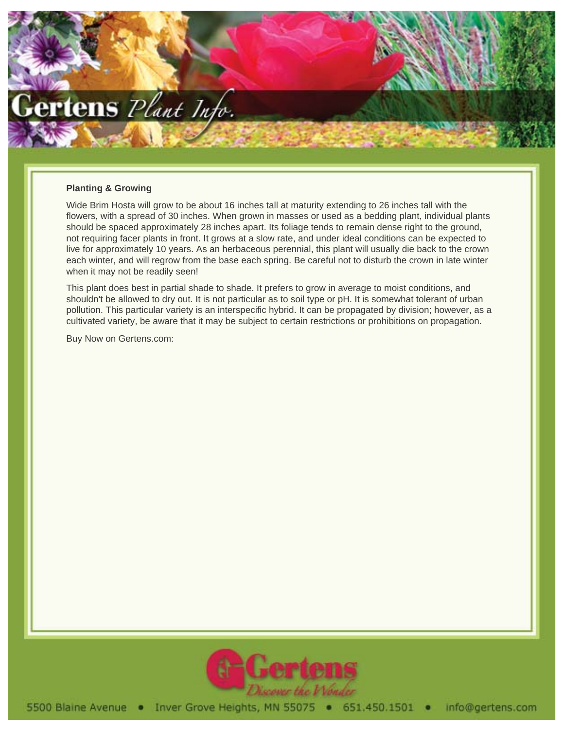**Planting & Growing**

Wide Brim Hosta will grow to be about 16 inches tall at maturity extending to 26 inches tall with the flowers, with a spread of 30 inches. When grown in masses or used as a bedding plant, individual plants should be spaced approximately 28 inches apart. Its foliage tends to remain dense right to the ground, not requiring facer plants in front. It grows at a slow rate, and under ideal conditions can be expected to live for approximately 10 years. As an herbaceous perennial, this plant will usually die back to the crown each winter, and will regrow from the base each spring. Be careful not to disturb the crown in late winter when it may not be readily seen!

This plant does best in partial shade to shade. It prefers to grow in average to moist conditions, and shouldn't be allowed to dry out. It is not particular as to soil type or pH. It is somewhat tolerant of urban pollution. This particular variety is an interspecific hybrid. It can be propagated by division; however, as a cultivated variety, be aware that it may be subject to certain restrictions or prohibitions on propagation.

Buy Now on Gertens.com: